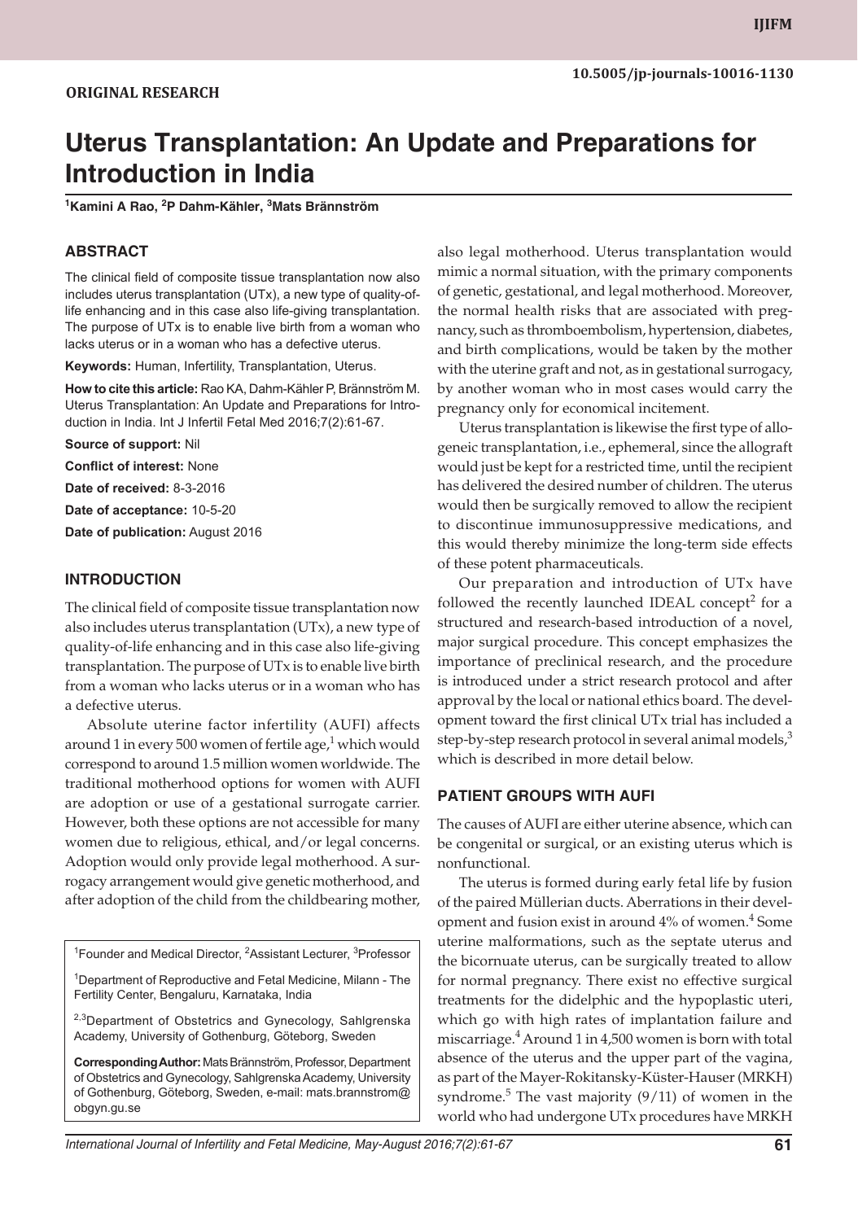ORIGINAL RESEARCH

10.5005/jp-journals-10016-1130

# Uterus Transplantation: An Update and Preparations for Introduction in India

[1]Kamini A Rao, [2]P Dahm-Kähler, [3]Mats Brännström

## ABSTRACT

The clinical field of composite tissue transplantation now also includes uterus transplantation (UTx), a new type of quality-of-life enhancing and in this case also life-giving transplantation. The purpose of UTx is to enable live birth from a woman who lacks uterus or in a woman who has a defective uterus.

**Keywords:** Human, Infertility, Transplantation, Uterus.

**How to cite this article:** Rao KA, Dahm-Kähler P, Brännström M. Uterus Transplantation: An Update and Preparations for Introduction in India. Int J Infertil Fetal Med 2016;7(2):61-67.

**Source of support:** Nil

**Conflict of interest:** None

**Date of received:** 8-3-2016

**Date of acceptance:** 10-5-20

**Date of publication:** August 2016

## INTRODUCTION

The clinical field of composite tissue transplantation now also includes uterus transplantation (UTx), a new type of quality-of-life enhancing and in this case also life-giving transplantation. The purpose of UTx is to enable live birth from a woman who lacks uterus or in a woman who has a defective uterus.

Absolute uterine factor infertility (AUFI) affects around 1 in every 500 women of fertile age,[1] which would correspond to around 1.5 million women worldwide. The traditional motherhood options for women with AUFI are adoption or use of a gestational surrogate carrier. However, both these options are not accessible for many women due to religious, ethical, and/or legal concerns. Adoption would only provide legal motherhood. A surrogacy arrangement would give genetic motherhood, and after adoption of the child from the childbearing mother, also legal motherhood. Uterus transplantation would mimic a normal situation, with the primary components of genetic, gestational, and legal motherhood. Moreover, the normal health risks that are associated with pregnancy, such as thromboembolism, hypertension, diabetes, and birth complications, would be taken by the mother with the uterine graft and not, as in gestational surrogacy, by another woman who in most cases would carry the pregnancy only for economical incitement.

Uterus transplantation is likewise the first type of allogeneic transplantation, i.e., ephemeral, since the allograft would just be kept for a restricted time, until the recipient has delivered the desired number of children. The uterus would then be surgically removed to allow the recipient to discontinue immunosuppressive medications, and this would thereby minimize the long-term side effects of these potent pharmaceuticals.

Our preparation and introduction of UTx have followed the recently launched IDEAL concept[2] for a structured and research-based introduction of a novel, major surgical procedure. This concept emphasizes the importance of preclinical research, and the procedure is introduced under a strict research protocol and after approval by the local or national ethics board. The development toward the first clinical UTx trial has included a step-by-step research protocol in several animal models,[3] which is described in more detail below.

## PATIENT GROUPS WITH AUFI

The causes of AUFI are either uterine absence, which can be congenital or surgical, or an existing uterus which is nonfunctional.

The uterus is formed during early fetal life by fusion of the paired Müllerian ducts. Aberrations in their development and fusion exist in around 4% of women.[4] Some uterine malformations, such as the septate uterus and the bicornuate uterus, can be surgically treated to allow for normal pregnancy. There exist no effective surgical treatments for the didelphic and the hypoplastic uteri, which go with high rates of implantation failure and miscarriage.[4] Around 1 in 4,500 women is born with total absence of the uterus and the upper part of the vagina, as part of the Mayer-Rokitansky-Küster-Hauser (MRKH) syndrome.[5] The vast majority (9/11) of women in the world who had undergone UTx procedures have MRKH

[1]Founder and Medical Director, [2]Assistant Lecturer, [3]Professor

[1]Department of Reproductive and Fetal Medicine, Milann - The Fertility Center, Bengaluru, Karnataka, India

[2,3]Department of Obstetrics and Gynecology, Sahlgrenska Academy, University of Gothenburg, Göteborg, Sweden

**Corresponding Author:** Mats Brännström, Professor, Department of Obstetrics and Gynecology, Sahlgrenska Academy, University of Gothenburg, Göteborg, Sweden, e-mail: mats.brannstrom@obgyn.gu.se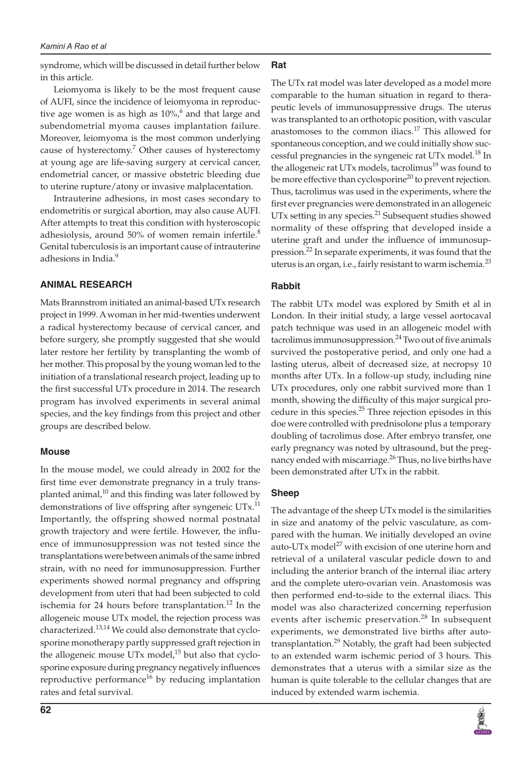syndrome, which will be discussed in detail further below in this article.

Leiomyoma is likely to be the most frequent cause of AUFI, since the incidence of leiomyoma in reproductive age women is as high as 10%,[6] and that large and subendometrial myoma causes implantation failure. Moreover, leiomyoma is the most common underlying cause of hysterectomy.[7] Other causes of hysterectomy at young age are life-saving surgery at cervical cancer, endometrial cancer, or massive obstetric bleeding due to uterine rupture/atony or invasive malplacentation.

Intrauterine adhesions, in most cases secondary to endometritis or surgical abortion, may also cause AUFI. After attempts to treat this condition with hysteroscopic adhesiolysis, around 50% of women remain infertile.[8] Genital tuberculosis is an important cause of intrauterine adhesions in India.[9]

## ANIMAL RESEARCH

Mats Brannstrom initiated an animal-based UTx research project in 1999. A woman in her mid-twenties underwent a radical hysterectomy because of cervical cancer, and before surgery, she promptly suggested that she would later restore her fertility by transplanting the womb of her mother. This proposal by the young woman led to the initiation of a translational research project, leading up to the first successful UTx procedure in 2014. The research program has involved experiments in several animal species, and the key findings from this project and other groups are described below.

### Mouse

In the mouse model, we could already in 2002 for the first time ever demonstrate pregnancy in a truly transplanted animal,[10] and this finding was later followed by demonstrations of live offspring after syngeneic UTx.[11] Importantly, the offspring showed normal postnatal growth trajectory and were fertile. However, the influence of immunosuppression was not tested since the transplantations were between animals of the same inbred strain, with no need for immunosuppression. Further experiments showed normal pregnancy and offspring development from uteri that had been subjected to cold ischemia for 24 hours before transplantation.[12] In the allogeneic mouse UTx model, the rejection process was characterized.[13,14] We could also demonstrate that cyclosporine monotherapy partly suppressed graft rejection in the allogeneic mouse UTx model,[15] but also that cyclosporine exposure during pregnancy negatively influences reproductive performance[16] by reducing implantation rates and fetal survival.

### Rat

The UTx rat model was later developed as a model more comparable to the human situation in regard to therapeutic levels of immunosuppressive drugs. The uterus was transplanted to an orthotopic position, with vascular anastomoses to the common iliacs.[17] This allowed for spontaneous conception, and we could initially show successful pregnancies in the syngeneic rat UTx model.[18] In the allogeneic rat UTx models, tacrolimus[19] was found to be more effective than cyclosporine[20] to prevent rejection. Thus, tacrolimus was used in the experiments, where the first ever pregnancies were demonstrated in an allogeneic UTx setting in any species.[21] Subsequent studies showed normality of these offspring that developed inside a uterine graft and under the influence of immunosuppression.[22] In separate experiments, it was found that the uterus is an organ, i.e., fairly resistant to warm ischemia.[23]

### Rabbit

The rabbit UTx model was explored by Smith et al in London. In their initial study, a large vessel aortocaval patch technique was used in an allogeneic model with tacrolimus immunosuppression.[24] Two out of five animals survived the postoperative period, and only one had a lasting uterus, albeit of decreased size, at necropsy 10 months after UTx. In a follow-up study, including nine UTx procedures, only one rabbit survived more than 1 month, showing the difficulty of this major surgical procedure in this species.[25] Three rejection episodes in this doe were controlled with prednisolone plus a temporary doubling of tacrolimus dose. After embryo transfer, one early pregnancy was noted by ultrasound, but the pregnancy ended with miscarriage.[26] Thus, no live births have been demonstrated after UTx in the rabbit.

### Sheep

The advantage of the sheep UTx model is the similarities in size and anatomy of the pelvic vasculature, as compared with the human. We initially developed an ovine auto-UTx model[27] with excision of one uterine horn and retrieval of a unilateral vascular pedicle down to and including the anterior branch of the internal iliac artery and the complete utero-ovarian vein. Anastomosis was then performed end-to-side to the external iliacs. This model was also characterized concerning reperfusion events after ischemic preservation.[28] In subsequent experiments, we demonstrated live births after autotransplantation.[29] Notably, the graft had been subjected to an extended warm ischemic period of 3 hours. This demonstrates that a uterus with a similar size as the human is quite tolerable to the cellular changes that are induced by extended warm ischemia.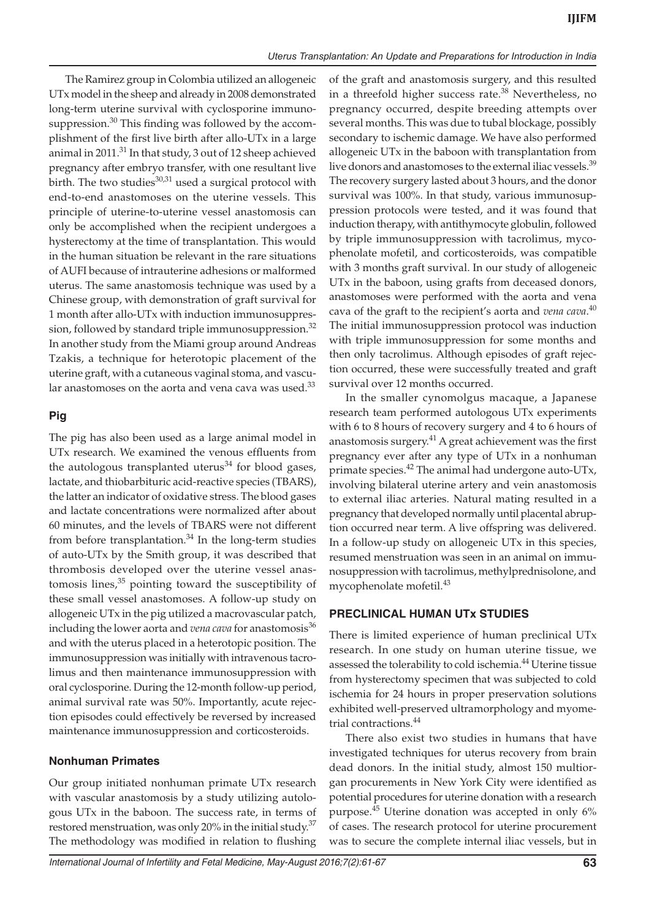The Ramirez group in Colombia utilized an allogeneic UTx model in the sheep and already in 2008 demonstrated long-term uterine survival with cyclosporine immunosuppression.[30] This finding was followed by the accomplishment of the first live birth after allo-UTx in a large animal in 2011.[31] In that study, 3 out of 12 sheep achieved pregnancy after embryo transfer, with one resultant live birth. The two studies[30,31] used a surgical protocol with end-to-end anastomoses on the uterine vessels. This principle of uterine-to-uterine vessel anastomosis can only be accomplished when the recipient undergoes a hysterectomy at the time of transplantation. This would in the human situation be relevant in the rare situations of AUFI because of intrauterine adhesions or malformed uterus. The same anastomosis technique was used by a Chinese group, with demonstration of graft survival for 1 month after allo-UTx with induction immunosuppression, followed by standard triple immunosuppression.[32] In another study from the Miami group around Andreas Tzakis, a technique for heterotopic placement of the uterine graft, with a cutaneous vaginal stoma, and vascular anastomoses on the aorta and vena cava was used.[33]

### Pig

The pig has also been used as a large animal model in UTx research. We examined the venous effluents from the autologous transplanted uterus[34] for blood gases, lactate, and thiobarbituric acid-reactive species (TBARS), the latter an indicator of oxidative stress. The blood gases and lactate concentrations were normalized after about 60 minutes, and the levels of TBARS were not different from before transplantation.[34] In the long-term studies of auto-UTx by the Smith group, it was described that thrombosis developed over the uterine vessel anastomosis lines,[35] pointing toward the susceptibility of these small vessel anastomoses. A follow-up study on allogeneic UTx in the pig utilized a macrovascular patch, including the lower aorta and *vena cava* for anastomosis[36] and with the uterus placed in a heterotopic position. The immunosuppression was initially with intravenous tacrolimus and then maintenance immunosuppression with oral cyclosporine. During the 12-month follow-up period, animal survival rate was 50%. Importantly, acute rejection episodes could effectively be reversed by increased maintenance immunosuppression and corticosteroids.

### Nonhuman Primates

Our group initiated nonhuman primate UTx research with vascular anastomosis by a study utilizing autologous UTx in the baboon. The success rate, in terms of restored menstruation, was only 20% in the initial study.[37] The methodology was modified in relation to flushing of the graft and anastomosis surgery, and this resulted in a threefold higher success rate.[38] Nevertheless, no pregnancy occurred, despite breeding attempts over several months. This was due to tubal blockage, possibly secondary to ischemic damage. We have also performed allogeneic UTx in the baboon with transplantation from live donors and anastomoses to the external iliac vessels.[39] The recovery surgery lasted about 3 hours, and the donor survival was 100%. In that study, various immunosuppression protocols were tested, and it was found that induction therapy, with antithymocyte globulin, followed by triple immunosuppression with tacrolimus, mycophenolate mofetil, and corticosteroids, was compatible with 3 months graft survival. In our study of allogeneic UTx in the baboon, using grafts from deceased donors, anastomoses were performed with the aorta and vena cava of the graft to the recipient's aorta and *vena cava*.[40] The initial immunosuppression protocol was induction with triple immunosuppression for some months and then only tacrolimus. Although episodes of graft rejection occurred, these were successfully treated and graft survival over 12 months occurred.

In the smaller cynomolgus macaque, a Japanese research team performed autologous UTx experiments with 6 to 8 hours of recovery surgery and 4 to 6 hours of anastomosis surgery.[41] A great achievement was the first pregnancy ever after any type of UTx in a nonhuman primate species.[42] The animal had undergone auto-UTx, involving bilateral uterine artery and vein anastomosis to external iliac arteries. Natural mating resulted in a pregnancy that developed normally until placental abruption occurred near term. A live offspring was delivered. In a follow-up study on allogeneic UTx in this species, resumed menstruation was seen in an animal on immunosuppression with tacrolimus, methylprednisolone, and mycophenolate mofetil.[43]

## PRECLINICAL HUMAN UTx STUDIES

There is limited experience of human preclinical UTx research. In one study on human uterine tissue, we assessed the tolerability to cold ischemia.[44] Uterine tissue from hysterectomy specimen that was subjected to cold ischemia for 24 hours in proper preservation solutions exhibited well-preserved ultramorphology and myometrial contractions.[44]

There also exist two studies in humans that have investigated techniques for uterus recovery from brain dead donors. In the initial study, almost 150 multiorgan procurements in New York City were identified as potential procedures for uterine donation with a research purpose.[45] Uterine donation was accepted in only 6% of cases. The research protocol for uterine procurement was to secure the complete internal iliac vessels, but in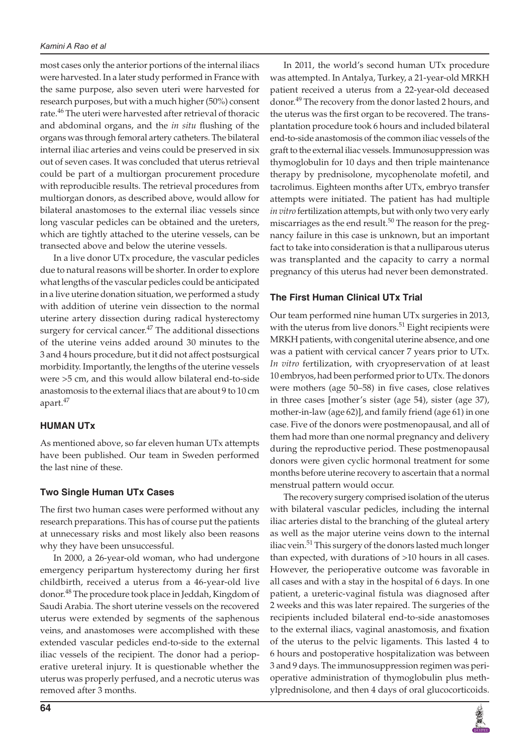most cases only the anterior portions of the internal iliacs were harvested. In a later study performed in France with the same purpose, also seven uteri were harvested for research purposes, but with a much higher (50%) consent rate.[46] The uteri were harvested after retrieval of thoracic and abdominal organs, and the *in situ* flushing of the organs was through femoral artery catheters. The bilateral internal iliac arteries and veins could be preserved in six out of seven cases. It was concluded that uterus retrieval could be part of a multiorgan procurement procedure with reproducible results. The retrieval procedures from multiorgan donors, as described above, would allow for bilateral anastomoses to the external iliac vessels since long vascular pedicles can be obtained and the ureters, which are tightly attached to the uterine vessels, can be transected above and below the uterine vessels.

In a live donor UTx procedure, the vascular pedicles due to natural reasons will be shorter. In order to explore what lengths of the vascular pedicles could be anticipated in a live uterine donation situation, we performed a study with addition of uterine vein dissection to the normal uterine artery dissection during radical hysterectomy surgery for cervical cancer.[47] The additional dissections of the uterine veins added around 30 minutes to the 3 and 4 hours procedure, but it did not affect postsurgical morbidity. Importantly, the lengths of the uterine vessels were >5 cm, and this would allow bilateral end-to-side anastomosis to the external iliacs that are about 9 to 10 cm apart.[47]

## HUMAN UTx

As mentioned above, so far eleven human UTx attempts have been published. Our team in Sweden performed the last nine of these.

### Two Single Human UTx Cases

The first two human cases were performed without any research preparations. This has of course put the patients at unnecessary risks and most likely also been reasons why they have been unsuccessful.

In 2000, a 26-year-old woman, who had undergone emergency peripartum hysterectomy during her first childbirth, received a uterus from a 46-year-old live donor.[48] The procedure took place in Jeddah, Kingdom of Saudi Arabia. The short uterine vessels on the recovered uterus were extended by segments of the saphenous veins, and anastomoses were accomplished with these extended vascular pedicles end-to-side to the external iliac vessels of the recipient. The donor had a perioperative ureteral injury. It is questionable whether the uterus was properly perfused, and a necrotic uterus was removed after 3 months.

In 2011, the world's second human UTx procedure was attempted. In Antalya, Turkey, a 21-year-old MRKH patient received a uterus from a 22-year-old deceased donor.[49] The recovery from the donor lasted 2 hours, and the uterus was the first organ to be recovered. The transplantation procedure took 6 hours and included bilateral end-to-side anastomosis of the common iliac vessels of the graft to the external iliac vessels. Immunosuppression was thymoglobulin for 10 days and then triple maintenance therapy by prednisolone, mycophenolate mofetil, and tacrolimus. Eighteen months after UTx, embryo transfer attempts were initiated. The patient has had multiple *in vitro* fertilization attempts, but with only two very early miscarriages as the end result.[50] The reason for the pregnancy failure in this case is unknown, but an important fact to take into consideration is that a nulliparous uterus was transplanted and the capacity to carry a normal pregnancy of this uterus had never been demonstrated.

### The First Human Clinical UTx Trial

Our team performed nine human UTx surgeries in 2013, with the uterus from live donors.[51] Eight recipients were MRKH patients, with congenital uterine absence, and one was a patient with cervical cancer 7 years prior to UTx. *In vitro* fertilization, with cryopreservation of at least 10 embryos, had been performed prior to UTx. The donors were mothers (age 50–58) in five cases, close relatives in three cases [mother's sister (age 54), sister (age 37), mother-in-law (age 62)], and family friend (age 61) in one case. Five of the donors were postmenopausal, and all of them had more than one normal pregnancy and delivery during the reproductive period. These postmenopausal donors were given cyclic hormonal treatment for some months before uterine recovery to ascertain that a normal menstrual pattern would occur.

The recovery surgery comprised isolation of the uterus with bilateral vascular pedicles, including the internal iliac arteries distal to the branching of the gluteal artery as well as the major uterine veins down to the internal iliac vein.[51] This surgery of the donors lasted much longer than expected, with durations of >10 hours in all cases. However, the perioperative outcome was favorable in all cases and with a stay in the hospital of 6 days. In one patient, a ureteric-vaginal fistula was diagnosed after 2 weeks and this was later repaired. The surgeries of the recipients included bilateral end-to-side anastomoses to the external iliacs, vaginal anastomosis, and fixation of the uterus to the pelvic ligaments. This lasted 4 to 6 hours and postoperative hospitalization was between 3 and 9 days. The immunosuppression regimen was perioperative administration of thymoglobulin plus methylprednisolone, and then 4 days of oral glucocorticoids.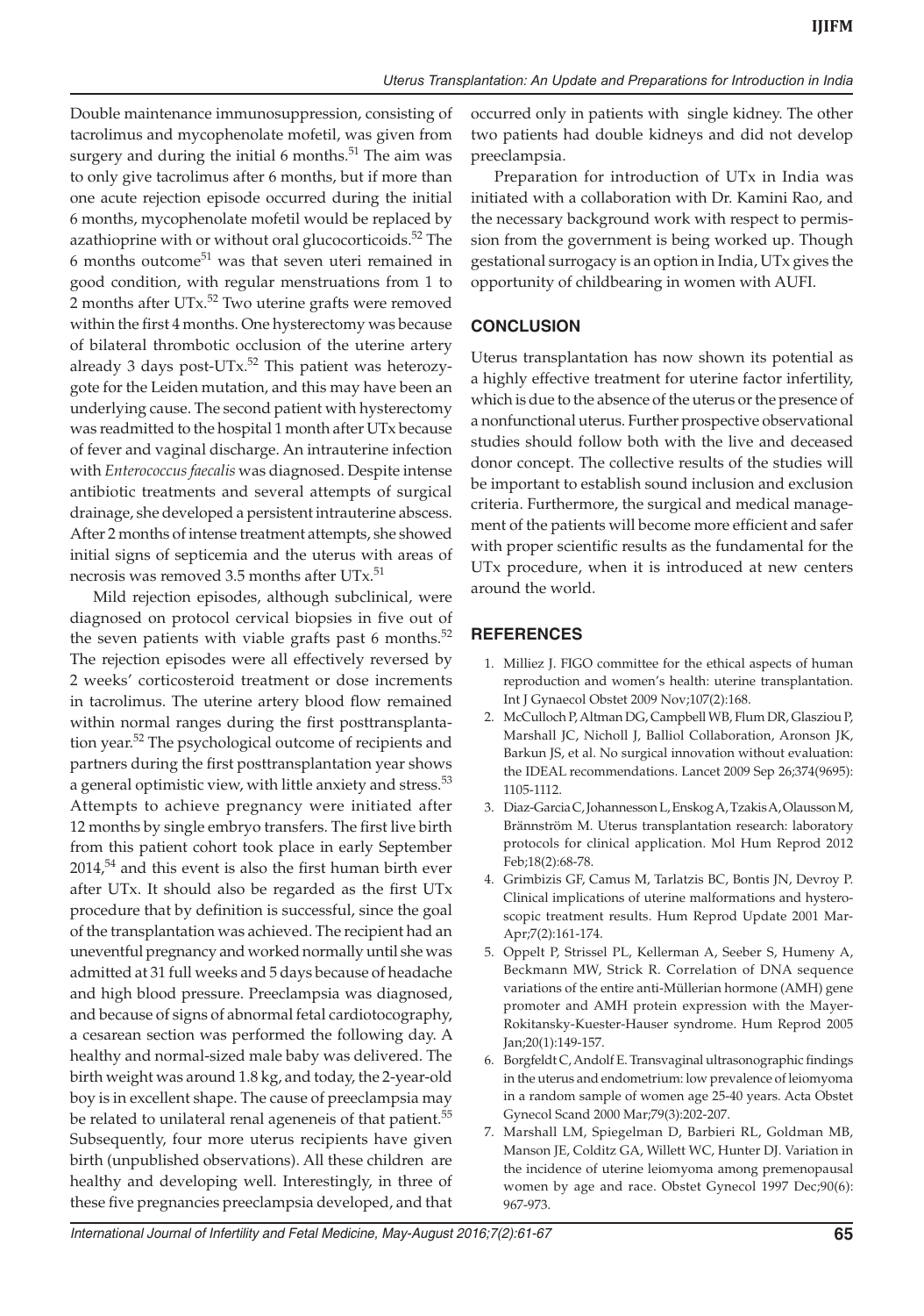Double maintenance immunosuppression, consisting of tacrolimus and mycophenolate mofetil, was given from surgery and during the initial 6 months.[51] The aim was to only give tacrolimus after 6 months, but if more than one acute rejection episode occurred during the initial 6 months, mycophenolate mofetil would be replaced by azathioprine with or without oral glucocorticoids.[52] The 6 months outcome[51] was that seven uteri remained in good condition, with regular menstruations from 1 to 2 months after UTx.[52] Two uterine grafts were removed within the first 4 months. One hysterectomy was because of bilateral thrombotic occlusion of the uterine artery already 3 days post-UTx.[52] This patient was heterozygote for the Leiden mutation, and this may have been an underlying cause. The second patient with hysterectomy was readmitted to the hospital 1 month after UTx because of fever and vaginal discharge. An intrauterine infection with *Enterococcus faecalis* was diagnosed. Despite intense antibiotic treatments and several attempts of surgical drainage, she developed a persistent intrauterine abscess. After 2 months of intense treatment attempts, she showed initial signs of septicemia and the uterus with areas of necrosis was removed 3.5 months after UTx.[51]

Mild rejection episodes, although subclinical, were diagnosed on protocol cervical biopsies in five out of the seven patients with viable grafts past 6 months.[52] The rejection episodes were all effectively reversed by 2 weeks' corticosteroid treatment or dose increments in tacrolimus. The uterine artery blood flow remained within normal ranges during the first posttransplantation year.[52] The psychological outcome of recipients and partners during the first posttransplantation year shows a general optimistic view, with little anxiety and stress.[53] Attempts to achieve pregnancy were initiated after 12 months by single embryo transfers. The first live birth from this patient cohort took place in early September 2014,[54] and this event is also the first human birth ever after UTx. It should also be regarded as the first UTx procedure that by definition is successful, since the goal of the transplantation was achieved. The recipient had an uneventful pregnancy and worked normally until she was admitted at 31 full weeks and 5 days because of headache and high blood pressure. Preeclampsia was diagnosed, and because of signs of abnormal fetal cardiotocography, a cesarean section was performed the following day. A healthy and normal-sized male baby was delivered. The birth weight was around 1.8 kg, and today, the 2-year-old boy is in excellent shape. The cause of preeclampsia may be related to unilateral renal ageneneis of that patient.[55] Subsequently, four more uterus recipients have given birth (unpublished observations). All these children are healthy and developing well. Interestingly, in three of these five pregnancies preeclampsia developed, and that occurred only in patients with single kidney. The other two patients had double kidneys and did not develop preeclampsia.

Preparation for introduction of UTx in India was initiated with a collaboration with Dr. Kamini Rao, and the necessary background work with respect to permission from the government is being worked up. Though gestational surrogacy is an option in India, UTx gives the opportunity of childbearing in women with AUFI.

## CONCLUSION

Uterus transplantation has now shown its potential as a highly effective treatment for uterine factor infertility, which is due to the absence of the uterus or the presence of a nonfunctional uterus. Further prospective observational studies should follow both with the live and deceased donor concept. The collective results of the studies will be important to establish sound inclusion and exclusion criteria. Furthermore, the surgical and medical management of the patients will become more efficient and safer with proper scientific results as the fundamental for the UTx procedure, when it is introduced at new centers around the world.

## REFERENCES

1. Milliez J. FIGO committee for the ethical aspects of human reproduction and women's health: uterine transplantation. Int J Gynaecol Obstet 2009 Nov;107(2):168.
2. McCulloch P, Altman DG, Campbell WB, Flum DR, Glasziou P, Marshall JC, Nicholl J, Balliol Collaboration, Aronson JK, Barkun JS, et al. No surgical innovation without evaluation: the IDEAL recommendations. Lancet 2009 Sep 26;374(9695): 1105-1112.
3. Diaz-Garcia C, Johannesson L, Enskog A, Tzakis A, Olausson M, Brännström M. Uterus transplantation research: laboratory protocols for clinical application. Mol Hum Reprod 2012 Feb;18(2):68-78.
4. Grimbizis GF, Camus M, Tarlatzis BC, Bontis JN, Devroy P. Clinical implications of uterine malformations and hysteroscopic treatment results. Hum Reprod Update 2001 Mar-Apr;7(2):161-174.
5. Oppelt P, Strissel PL, Kellerman A, Seeber S, Humeny A, Beckmann MW, Strick R. Correlation of DNA sequence variations of the entire anti-Müllerian hormone (AMH) gene promoter and AMH protein expression with the Mayer-Rokitansky-Kuester-Hauser syndrome. Hum Reprod 2005 Jan;20(1):149-157.
6. Borgfeldt C, Andolf E. Transvaginal ultrasonographic findings in the uterus and endometrium: low prevalence of leiomyoma in a random sample of women age 25-40 years. Acta Obstet Gynecol Scand 2000 Mar;79(3):202-207.
7. Marshall LM, Spiegelman D, Barbieri RL, Goldman MB, Manson JE, Colditz GA, Willett WC, Hunter DJ. Variation in the incidence of uterine leiomyoma among premenopausal women by age and race. Obstet Gynecol 1997 Dec;90(6): 967-973.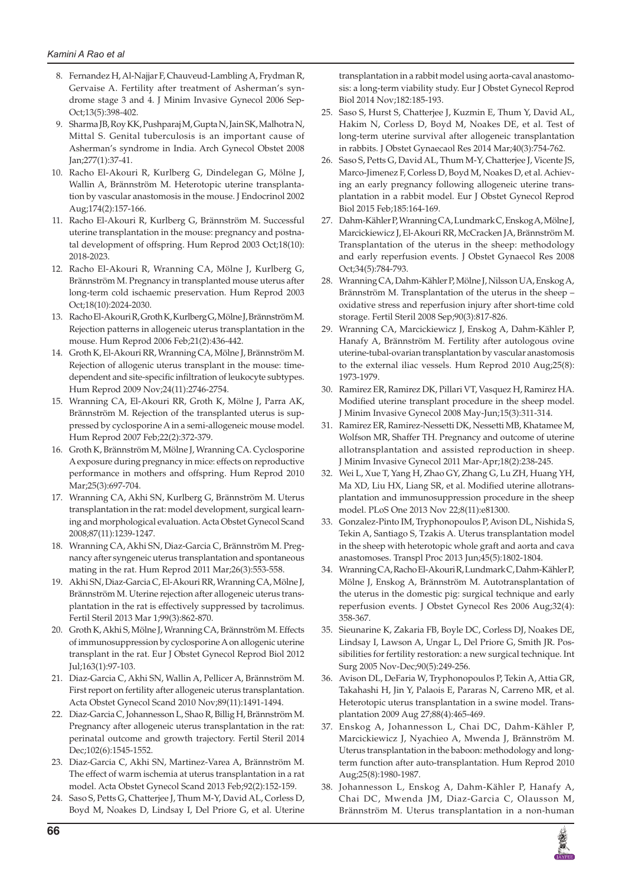8. Fernandez H, Al-Najjar F, Chauveud-Lambling A, Frydman R, Gervaise A. Fertility after treatment of Asherman's syndrome stage 3 and 4. J Minim Invasive Gynecol 2006 Sep-Oct;13(5):398-402.
9. Sharma JB, Roy KK, Pushparaj M, Gupta N, Jain SK, Malhotra N, Mittal S. Genital tuberculosis is an important cause of Asherman's syndrome in India. Arch Gynecol Obstet 2008 Jan;277(1):37-41.
10. Racho El-Akouri R, Kurlberg G, Dindelegan G, Mölne J, Wallin A, Brännström M. Heterotopic uterine transplantation by vascular anastomosis in the mouse. J Endocrinol 2002 Aug;174(2):157-166.
11. Racho El-Akouri R, Kurlberg G, Brännström M. Successful uterine transplantation in the mouse: pregnancy and postnatal development of offspring. Hum Reprod 2003 Oct;18(10): 2018-2023.
12. Racho El-Akouri R, Wranning CA, Mölne J, Kurlberg G, Brännström M. Pregnancy in transplanted mouse uterus after long-term cold ischaemic preservation. Hum Reprod 2003 Oct;18(10):2024-2030.
13. Racho El-Akouri R, Groth K, Kurlberg G, Mölne J, Brännström M. Rejection patterns in allogeneic uterus transplantation in the mouse. Hum Reprod 2006 Feb;21(2):436-442.
14. Groth K, El-Akouri RR, Wranning CA, Mölne J, Brännström M. Rejection of allogenic uterus transplant in the mouse: time-dependent and site-specific infiltration of leukocyte subtypes. Hum Reprod 2009 Nov;24(11):2746-2754.
15. Wranning CA, El-Akouri RR, Groth K, Mölne J, Parra AK, Brännström M. Rejection of the transplanted uterus is suppressed by cyclosporine A in a semi-allogeneic mouse model. Hum Reprod 2007 Feb;22(2):372-379.
16. Groth K, Brännström M, Mölne J, Wranning CA. Cyclosporine A exposure during pregnancy in mice: effects on reproductive performance in mothers and offspring. Hum Reprod 2010 Mar;25(3):697-704.
17. Wranning CA, Akhi SN, Kurlberg G, Brännström M. Uterus transplantation in the rat: model development, surgical learning and morphological evaluation. Acta Obstet Gynecol Scand 2008;87(11):1239-1247.
18. Wranning CA, Akhi SN, Diaz-Garcia C, Brännström M. Pregnancy after syngeneic uterus transplantation and spontaneous mating in the rat. Hum Reprod 2011 Mar;26(3):553-558.
19. Akhi SN, Diaz-Garcia C, El-Akouri RR, Wranning CA, Mölne J, Brännström M. Uterine rejection after allogeneic uterus transplantation in the rat is effectively suppressed by tacrolimus. Fertil Steril 2013 Mar 1;99(3):862-870.
20. Groth K, Akhi S, Mölne J, Wranning CA, Brännström M. Effects of immunosuppression by cyclosporine A on allogenic uterine transplant in the rat. Eur J Obstet Gynecol Reprod Biol 2012 Jul;163(1):97-103.
21. Diaz-Garcia C, Akhi SN, Wallin A, Pellicer A, Brännström M. First report on fertility after allogeneic uterus transplantation. Acta Obstet Gynecol Scand 2010 Nov;89(11):1491-1494.
22. Diaz-Garcia C, Johannesson L, Shao R, Billig H, Brännström M. Pregnancy after allogeneic uterus transplantation in the rat: perinatal outcome and growth trajectory. Fertil Steril 2014 Dec;102(6):1545-1552.
23. Diaz-Garcia C, Akhi SN, Martinez-Varea A, Brännström M. The effect of warm ischemia at uterus transplantation in a rat model. Acta Obstet Gynecol Scand 2013 Feb;92(2):152-159.
24. Saso S, Petts G, Chatterjee J, Thum M-Y, David AL, Corless D, Boyd M, Noakes D, Lindsay I, Del Priore G, et al. Uterine transplantation in a rabbit model using aorta-caval anastomosis: a long-term viability study. Eur J Obstet Gynecol Reprod Biol 2014 Nov;182:185-193.
25. Saso S, Hurst S, Chatterjee J, Kuzmin E, Thum Y, David AL, Hakim N, Corless D, Boyd M, Noakes DE, et al. Test of long-term uterine survival after allogeneic transplantation in rabbits. J Obstet Gynaecaol Res 2014 Mar;40(3):754-762.
26. Saso S, Petts G, David AL, Thum M-Y, Chatterjee J, Vicente JS, Marco-Jimenez F, Corless D, Boyd M, Noakes D, et al. Achieving an early pregnancy following allogeneic uterine transplantation in a rabbit model. Eur J Obstet Gynecol Reprod Biol 2015 Feb;185:164-169.
27. Dahm-Kähler P, Wranning CA, Lundmark C, Enskog A, Mölne J, Marcickiewicz J, El-Akouri RR, McCracken JA, Brännström M. Transplantation of the uterus in the sheep: methodology and early reperfusion events. J Obstet Gynaecol Res 2008 Oct;34(5):784-793.
28. Wranning CA, Dahm-Kähler P, Mölne J, Nilsson UA, Enskog A, Brännström M. Transplantation of the uterus in the sheep – oxidative stress and reperfusion injury after short-time cold storage. Fertil Steril 2008 Sep;90(3):817-826.
29. Wranning CA, Marcickiewicz J, Enskog A, Dahm-Kähler P, Hanafy A, Brännström M. Fertility after autologous ovine uterine-tubal-ovarian transplantation by vascular anastomosis to the external iliac vessels. Hum Reprod 2010 Aug;25(8): 1973-1979.
30. Ramirez ER, Ramirez DK, Pillari VT, Vasquez H, Ramirez HA. Modified uterine transplant procedure in the sheep model. J Minim Invasive Gynecol 2008 May-Jun;15(3):311-314.
31. Ramirez ER, Ramirez-Nessetti DK, Nessetti MB, Khatamee M, Wolfson MR, Shaffer TH. Pregnancy and outcome of uterine allotransplantation and assisted reproduction in sheep. J Minim Invasive Gynecol 2011 Mar-Apr;18(2):238-245.
32. Wei L, Xue T, Yang H, Zhao GY, Zhang G, Lu ZH, Huang YH, Ma XD, Liu HX, Liang SR, et al. Modified uterine allotransplantation and immunosuppression procedure in the sheep model. PLoS One 2013 Nov 22;8(11):e81300.
33. Gonzalez-Pinto IM, Tryphonopoulos P, Avison DL, Nishida S, Tekin A, Santiago S, Tzakis A. Uterus transplantation model in the sheep with heterotopic whole graft and aorta and cava anastomoses. Transpl Proc 2013 Jun;45(5):1802-1804.
34. Wranning CA, Racho El-Akouri R, Lundmark C, Dahm-Kähler P, Mölne J, Enskog A, Brännström M. Autotransplantation of the uterus in the domestic pig: surgical technique and early reperfusion events. J Obstet Gynecol Res 2006 Aug;32(4): 358-367.
35. Sieunarine K, Zakaria FB, Boyle DC, Corless DJ, Noakes DE, Lindsay I, Lawson A, Ungar L, Del Priore G, Smith JR. Possibilities for fertility restoration: a new surgical technique. Int Surg 2005 Nov-Dec;90(5):249-256.
36. Avison DL, DeFaria W, Tryphonopoulos P, Tekin A, Attia GR, Takahashi H, Jin Y, Palaois E, Pararas N, Carreno MR, et al. Heterotopic uterus transplantation in a swine model. Transplantation 2009 Aug 27;88(4):465-469.
37. Enskog A, Johannesson L, Chai DC, Dahm-Kähler P, Marcickiewicz J, Nyachieo A, Mwenda J, Brännström M. Uterus transplantation in the baboon: methodology and long-term function after auto-transplantation. Hum Reprod 2010 Aug;25(8):1980-1987.
38. Johannesson L, Enskog A, Dahm-Kähler P, Hanafy A, Chai DC, Mwenda JM, Diaz-Garcia C, Olausson M, Brännström M. Uterus transplantation in a non-human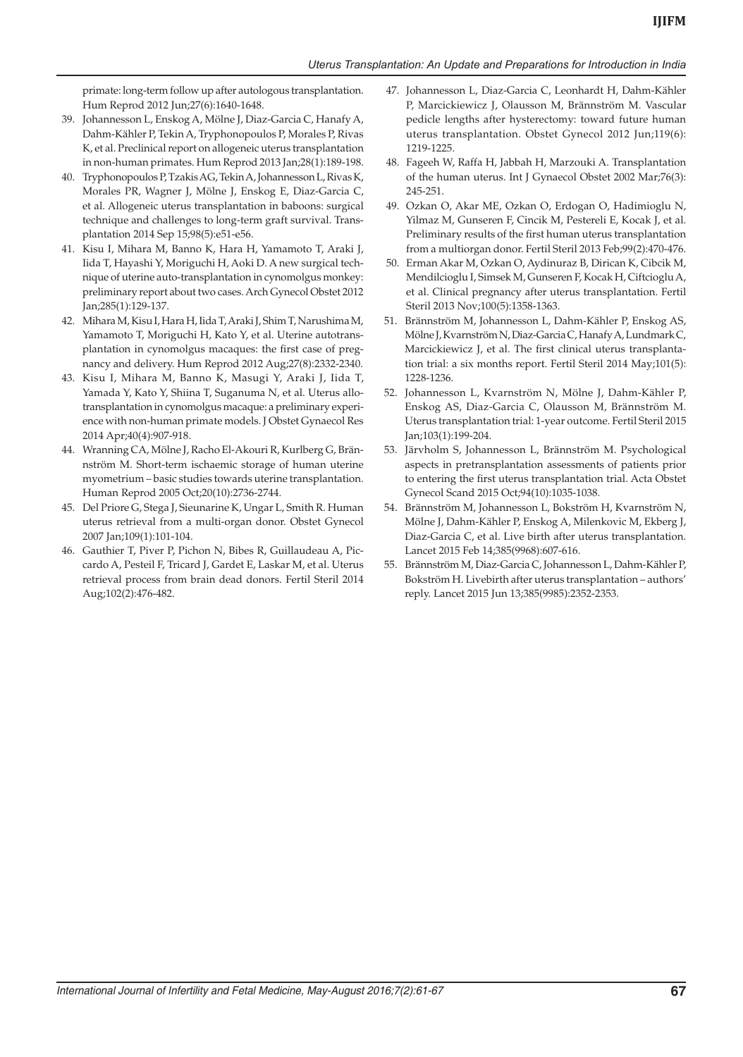primate: long-term follow up after autologous transplantation. Hum Reprod 2012 Jun;27(6):1640-1648.

39. Johannesson L, Enskog A, Mölne J, Diaz-Garcia C, Hanafy A, Dahm-Kähler P, Tekin A, Tryphonopoulos P, Morales P, Rivas K, et al. Preclinical report on allogeneic uterus transplantation in non-human primates. Hum Reprod 2013 Jan;28(1):189-198.
40. Tryphonopoulos P, Tzakis AG, Tekin A, Johannesson L, Rivas K, Morales PR, Wagner J, Mölne J, Enskog E, Diaz-Garcia C, et al. Allogeneic uterus transplantation in baboons: surgical technique and challenges to long-term graft survival. Transplantation 2014 Sep 15;98(5):e51-e56.
41. Kisu I, Mihara M, Banno K, Hara H, Yamamoto T, Araki J, Iida T, Hayashi Y, Moriguchi H, Aoki D. A new surgical technique of uterine auto-transplantation in cynomolgus monkey: preliminary report about two cases. Arch Gynecol Obstet 2012 Jan;285(1):129-137.
42. Mihara M, Kisu I, Hara H, Iida T, Araki J, Shim T, Narushima M, Yamamoto T, Moriguchi H, Kato Y, et al. Uterine autotransplantation in cynomolgus macaques: the first case of pregnancy and delivery. Hum Reprod 2012 Aug;27(8):2332-2340.
43. Kisu I, Mihara M, Banno K, Masugi Y, Araki J, Iida T, Yamada Y, Kato Y, Shiina T, Suganuma N, et al. Uterus allotransplantation in cynomolgus macaque: a preliminary experience with non-human primate models. J Obstet Gynaecol Res 2014 Apr;40(4):907-918.
44. Wranning CA, Mölne J, Racho El-Akouri R, Kurlberg G, Brännström M. Short-term ischaemic storage of human uterine myometrium – basic studies towards uterine transplantation. Human Reprod 2005 Oct;20(10):2736-2744.
45. Del Priore G, Stega J, Sieunarine K, Ungar L, Smith R. Human uterus retrieval from a multi-organ donor. Obstet Gynecol 2007 Jan;109(1):101-104.
46. Gauthier T, Piver P, Pichon N, Bibes R, Guillaudeau A, Piccardo A, Pesteil F, Tricard J, Gardet E, Laskar M, et al. Uterus retrieval process from brain dead donors. Fertil Steril 2014 Aug;102(2):476-482.
47. Johannesson L, Diaz-Garcia C, Leonhardt H, Dahm-Kähler P, Marcickiewicz J, Olausson M, Brännström M. Vascular pedicle lengths after hysterectomy: toward future human uterus transplantation. Obstet Gynecol 2012 Jun;119(6): 1219-1225.
48. Fageeh W, Raffa H, Jabbah H, Marzouki A. Transplantation of the human uterus. Int J Gynaecol Obstet 2002 Mar;76(3): 245-251.
49. Ozkan O, Akar ME, Ozkan O, Erdogan O, Hadimioglu N, Yilmaz M, Gunseren F, Cincik M, Pestereli E, Kocak J, et al. Preliminary results of the first human uterus transplantation from a multiorgan donor. Fertil Steril 2013 Feb;99(2):470-476.
50. Erman Akar M, Ozkan O, Aydinuraz B, Dirican K, Cibcik M, Mendilcioglu I, Simsek M, Gunseren F, Kocak H, Ciftcioglu A, et al. Clinical pregnancy after uterus transplantation. Fertil Steril 2013 Nov;100(5):1358-1363.
51. Brännström M, Johannesson L, Dahm-Kähler P, Enskog AS, Mölne J, Kvarnström N, Diaz-Garcia C, Hanafy A, Lundmark C, Marcickiewicz J, et al. The first clinical uterus transplantation trial: a six months report. Fertil Steril 2014 May;101(5): 1228-1236.
52. Johannesson L, Kvarnström N, Mölne J, Dahm-Kähler P, Enskog AS, Diaz-Garcia C, Olausson M, Brännström M. Uterus transplantation trial: 1-year outcome. Fertil Steril 2015 Jan;103(1):199-204.
53. Järvholm S, Johannesson L, Brännström M. Psychological aspects in pretransplantation assessments of patients prior to entering the first uterus transplantation trial. Acta Obstet Gynecol Scand 2015 Oct;94(10):1035-1038.
54. Brännström M, Johannesson L, Bokström H, Kvarnström N, Mölne J, Dahm-Kähler P, Enskog A, Milenkovic M, Ekberg J, Diaz-Garcia C, et al. Live birth after uterus transplantation. Lancet 2015 Feb 14;385(9968):607-616.
55. Brännström M, Diaz-Garcia C, Johannesson L, Dahm-Kähler P, Bokström H. Livebirth after uterus transplantation – authors' reply. Lancet 2015 Jun 13;385(9985):2352-2353.